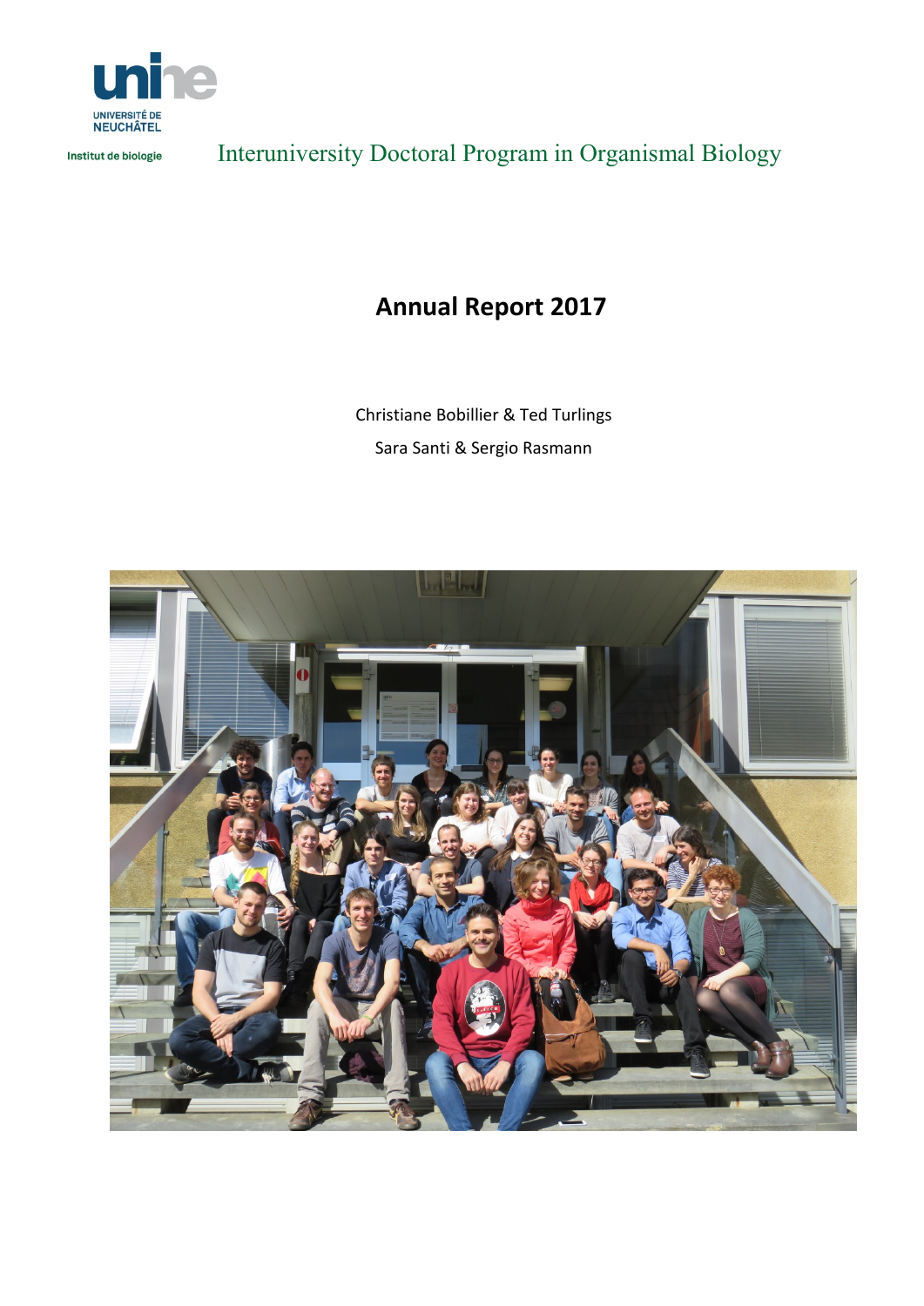UNIVERSITÉ DE NEUCHÂTEL

Institut de biologie

Interuniversity Doctoral Program in Organismal Biology

# Annual Report 2017

Christiane Bobillier & Ted Turlings

Sara Santi & Sergio Rasmann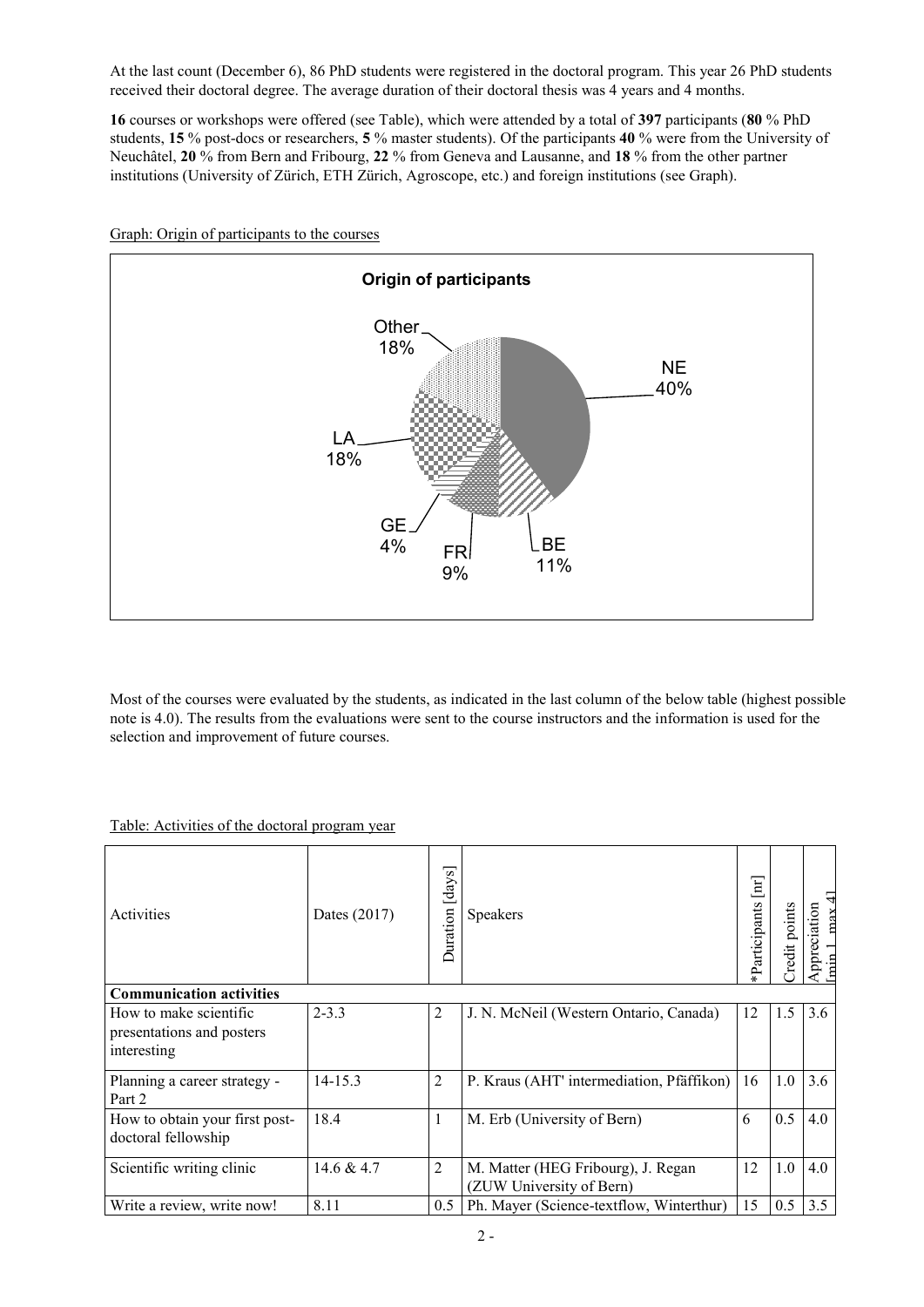At the last count (December 6), 86 PhD students were registered in the doctoral program. This year 26 PhD students received their doctoral degree. The average duration of their doctoral thesis was 4 years and 4 months.

**16** courses or workshops were offered (see Table), which were attended by a total of **397** participants (**80** % PhD students, **15** % post-docs or researchers, **5** % master students). Of the participants **40** % were from the University of Neuchâtel, **20** % from Bern and Fribourg, **22** % from Geneva and Lausanne, and **18** % from the other partner institutions (University of Zürich, ETH Zürich, Agroscope, etc.) and foreign institutions (see Graph).

Graph: Origin of participants to the courses

**Origin of participants**

| Origin | % |
|---|---|
| NE | 40% |
| BE | 11% |
| FR | 9% |
| GE | 4% |
| LA | 18% |
| Other | 18% |

Most of the courses were evaluated by the students, as indicated in the last column of the below table (highest possible note is 4.0). The results from the evaluations were sent to the course instructors and the information is used for the selection and improvement of future courses.

Table: Activities of the doctoral program year

| Activities | Dates (2017) | Duration [days] | Speakers | *Participants [nr] | Credit points | Appreciation [min 1, max 4] |
|---|---|---|---|---|---|---|
| **Communication activities** | | | | | | |
| How to make scientific presentations and posters interesting | 2-3.3 | 2 | J. N. McNeil (Western Ontario, Canada) | 12 | 1.5 | 3.6 |
| Planning a career strategy - Part 2 | 14-15.3 | 2 | P. Kraus (AHT' intermediation, Pfäffikon) | 16 | 1.0 | 3.6 |
| How to obtain your first post-doctoral fellowship | 18.4 | 1 | M. Erb (University of Bern) | 6 | 0.5 | 4.0 |
| Scientific writing clinic | 14.6 & 4.7 | 2 | M. Matter (HEG Fribourg), J. Regan (ZUW University of Bern) | 12 | 1.0 | 4.0 |
| Write a review, write now! | 8.11 | 0.5 | Ph. Mayer (Science-textflow, Winterthur) | 15 | 0.5 | 3.5 |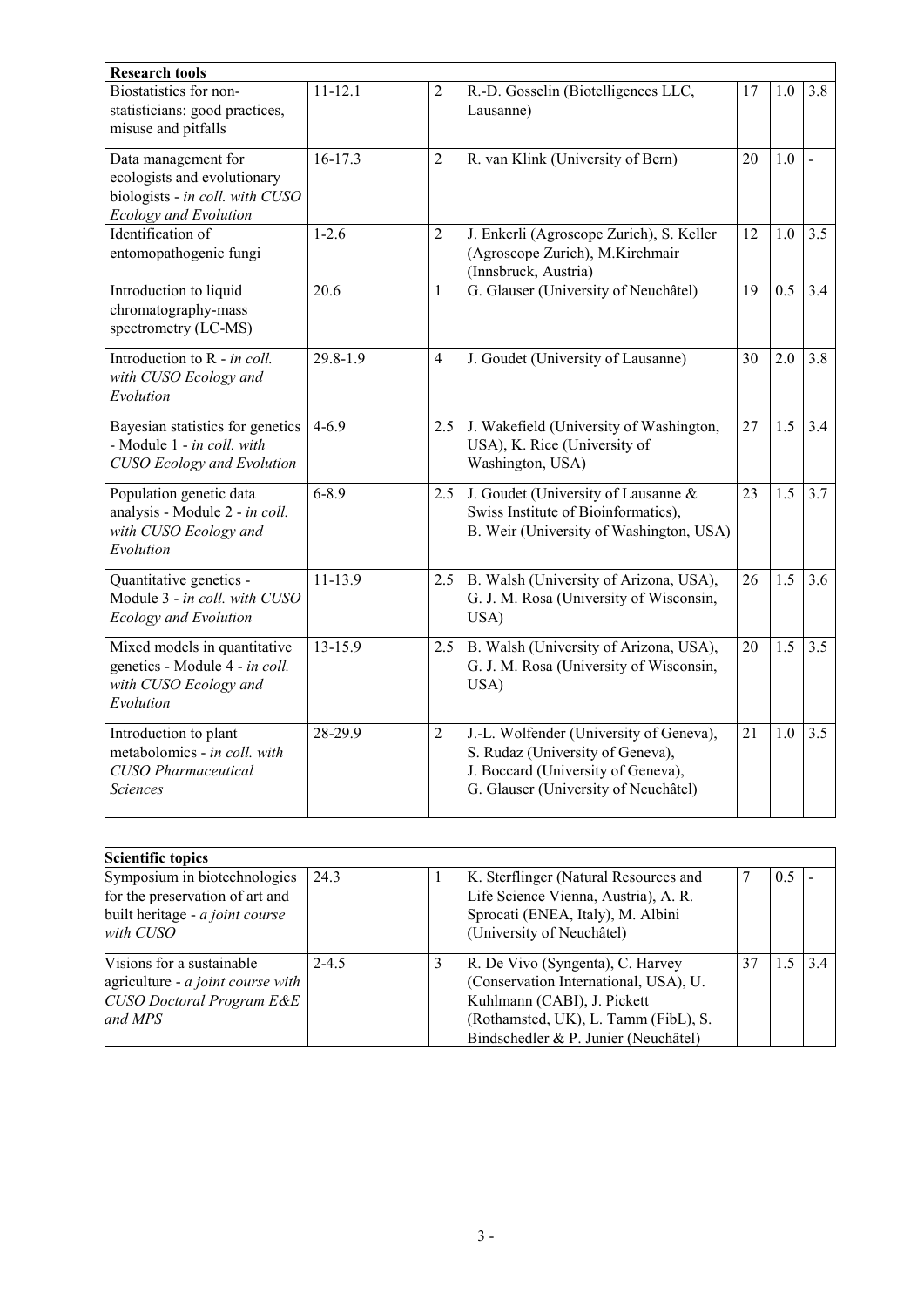| Research tools | | | | | | |
|---|---|---|---|---|---|---|
| Biostatistics for non-statisticians: good practices, misuse and pitfalls | 11-12.1 | 2 | R.-D. Gosselin (Biotelligences LLC, Lausanne) | 17 | 1.0 | 3.8 |
| Data management for ecologists and evolutionary biologists - *in coll. with CUSO Ecology and Evolution* | 16-17.3 | 2 | R. van Klink (University of Bern) | 20 | 1.0 | - |
| Identification of entomopathogenic fungi | 1-2.6 | 2 | J. Enkerli (Agroscope Zurich), S. Keller (Agroscope Zurich), M.Kirchmair (Innsbruck, Austria) | 12 | 1.0 | 3.5 |
| Introduction to liquid chromatography-mass spectrometry (LC-MS) | 20.6 | 1 | G. Glauser (University of Neuchâtel) | 19 | 0.5 | 3.4 |
| Introduction to R - *in coll. with CUSO Ecology and Evolution* | 29.8-1.9 | 4 | J. Goudet (University of Lausanne) | 30 | 2.0 | 3.8 |
| Bayesian statistics for genetics - Module 1 - *in coll. with CUSO Ecology and Evolution* | 4-6.9 | 2.5 | J. Wakefield (University of Washington, USA), K. Rice (University of Washington, USA) | 27 | 1.5 | 3.4 |
| Population genetic data analysis - Module 2 - *in coll. with CUSO Ecology and Evolution* | 6-8.9 | 2.5 | J. Goudet (University of Lausanne & Swiss Institute of Bioinformatics), B. Weir (University of Washington, USA) | 23 | 1.5 | 3.7 |
| Quantitative genetics - Module 3 - *in coll. with CUSO Ecology and Evolution* | 11-13.9 | 2.5 | B. Walsh (University of Arizona, USA), G. J. M. Rosa (University of Wisconsin, USA) | 26 | 1.5 | 3.6 |
| Mixed models in quantitative genetics - Module 4 - *in coll. with CUSO Ecology and Evolution* | 13-15.9 | 2.5 | B. Walsh (University of Arizona, USA), G. J. M. Rosa (University of Wisconsin, USA) | 20 | 1.5 | 3.5 |
| Introduction to plant metabolomics - *in coll. with CUSO Pharmaceutical Sciences* | 28-29.9 | 2 | J.-L. Wolfender (University of Geneva), S. Rudaz (University of Geneva), J. Boccard (University of Geneva), G. Glauser (University of Neuchâtel) | 21 | 1.0 | 3.5 |

| Scientific topics | | | | | | |
|---|---|---|---|---|---|---|
| Symposium in biotechnologies for the preservation of art and built heritage - *a joint course with CUSO* | 24.3 | 1 | K. Sterflinger (Natural Resources and Life Science Vienna, Austria), A. R. Sprocati (ENEA, Italy), M. Albini (University of Neuchâtel) | 7 | 0.5 | - |
| Visions for a sustainable agriculture - *a joint course with CUSO Doctoral Program E&E and MPS* | 2-4.5 | 3 | R. De Vivo (Syngenta), C. Harvey (Conservation International, USA), U. Kuhlmann (CABI), J. Pickett (Rothamsted, UK), L. Tamm (FibL), S. Bindschedler & P. Junier (Neuchâtel) | 37 | 1.5 | 3.4 |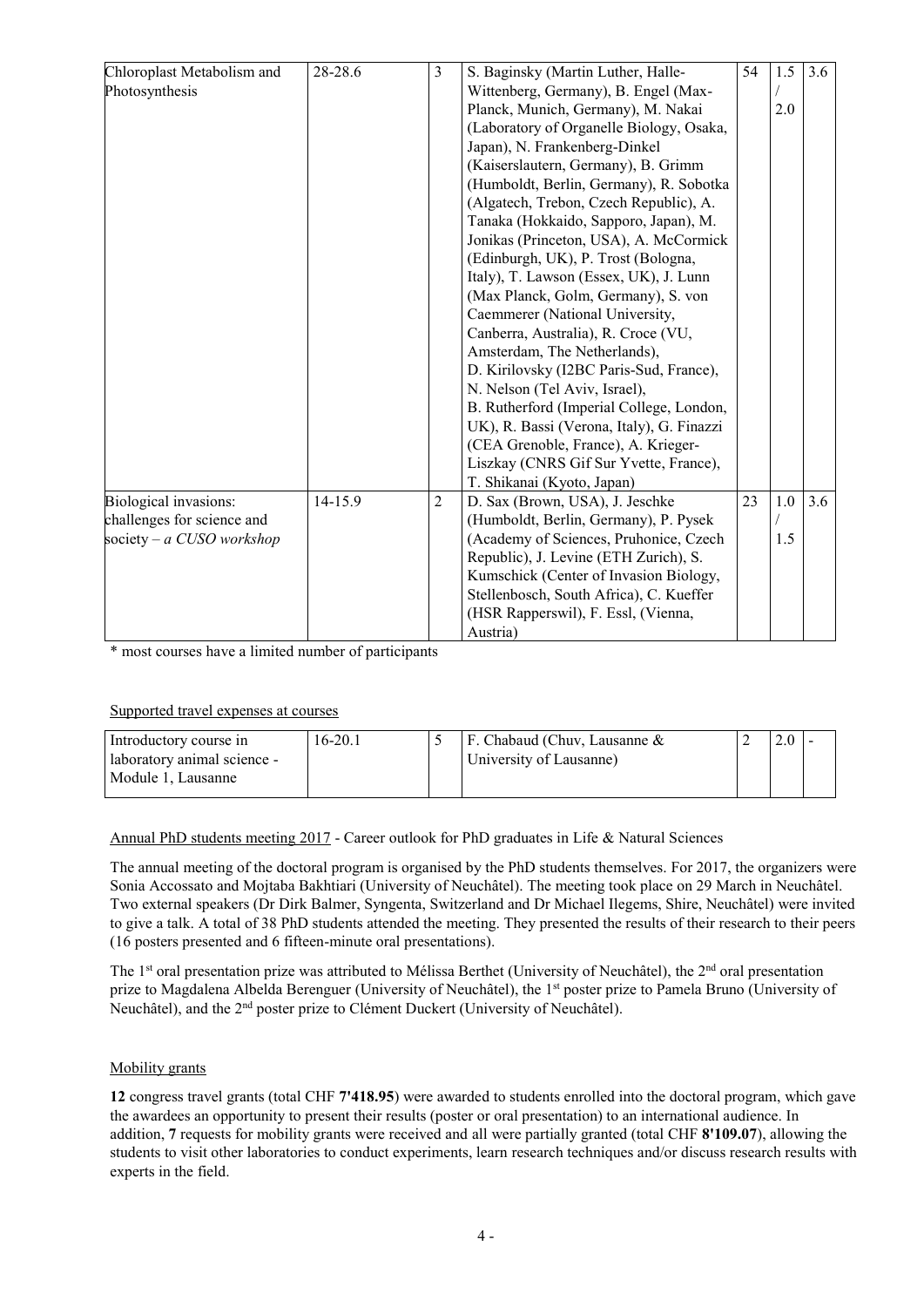| | | | | | | |
|---|---|---|---|---|---|---|
| Chloroplast Metabolism and Photosynthesis | 28-28.6 | 3 | S. Baginsky (Martin Luther, Halle-Wittenberg, Germany), B. Engel (Max-Planck, Munich, Germany), M. Nakai (Laboratory of Organelle Biology, Osaka, Japan), N. Frankenberg-Dinkel (Kaiserslautern, Germany), B. Grimm (Humboldt, Berlin, Germany), R. Sobotka (Algatech, Trebon, Czech Republic), A. Tanaka (Hokkaido, Sapporo, Japan), M. Jonikas (Princeton, USA), A. McCormick (Edinburgh, UK), P. Trost (Bologna, Italy), T. Lawson (Essex, UK), J. Lunn (Max Planck, Golm, Germany), S. von Caemmerer (National University, Canberra, Australia), R. Croce (VU, Amsterdam, The Netherlands), D. Kirilovsky (I2BC Paris-Sud, France), N. Nelson (Tel Aviv, Israel), B. Rutherford (Imperial College, London, UK), R. Bassi (Verona, Italy), G. Finazzi (CEA Grenoble, France), A. Krieger-Liszkay (CNRS Gif Sur Yvette, France), T. Shikanai (Kyoto, Japan) | 54 | 1.5 / 2.0 | 3.6 |
| Biological invasions: challenges for science and society – *a CUSO workshop* | 14-15.9 | 2 | D. Sax (Brown, USA), J. Jeschke (Humboldt, Berlin, Germany), P. Pysek (Academy of Sciences, Pruhonice, Czech Republic), J. Levine (ETH Zurich), S. Kumschick (Center of Invasion Biology, Stellenbosch, South Africa), C. Kueffer (HSR Rapperswil), F. Essl, (Vienna, Austria) | 23 | 1.0 / 1.5 | 3.6 |

* most courses have a limited number of participants

Supported travel expenses at courses

| | | | | | | |
|---|---|---|---|---|---|---|
| Introductory course in laboratory animal science - Module 1, Lausanne | 16-20.1 | 5 | F. Chabaud (Chuv, Lausanne & University of Lausanne) | 2 | 2.0 | - |

Annual PhD students meeting 2017 - Career outlook for PhD graduates in Life & Natural Sciences

The annual meeting of the doctoral program is organised by the PhD students themselves. For 2017, the organizers were Sonia Accossato and Mojtaba Bakhtiari (University of Neuchâtel). The meeting took place on 29 March in Neuchâtel. Two external speakers (Dr Dirk Balmer, Syngenta, Switzerland and Dr Michael Ilegems, Shire, Neuchâtel) were invited to give a talk. A total of 38 PhD students attended the meeting. They presented the results of their research to their peers (16 posters presented and 6 fifteen-minute oral presentations).

The 1st oral presentation prize was attributed to Mélissa Berthet (University of Neuchâtel), the 2nd oral presentation prize to Magdalena Albelda Berenguer (University of Neuchâtel), the 1st poster prize to Pamela Bruno (University of Neuchâtel), and the 2nd poster prize to Clément Duckert (University of Neuchâtel).

Mobility grants

**12** congress travel grants (total CHF **7'418.95**) were awarded to students enrolled into the doctoral program, which gave the awardees an opportunity to present their results (poster or oral presentation) to an international audience. In addition, **7** requests for mobility grants were received and all were partially granted (total CHF **8'109.07**), allowing the students to visit other laboratories to conduct experiments, learn research techniques and/or discuss research results with experts in the field.